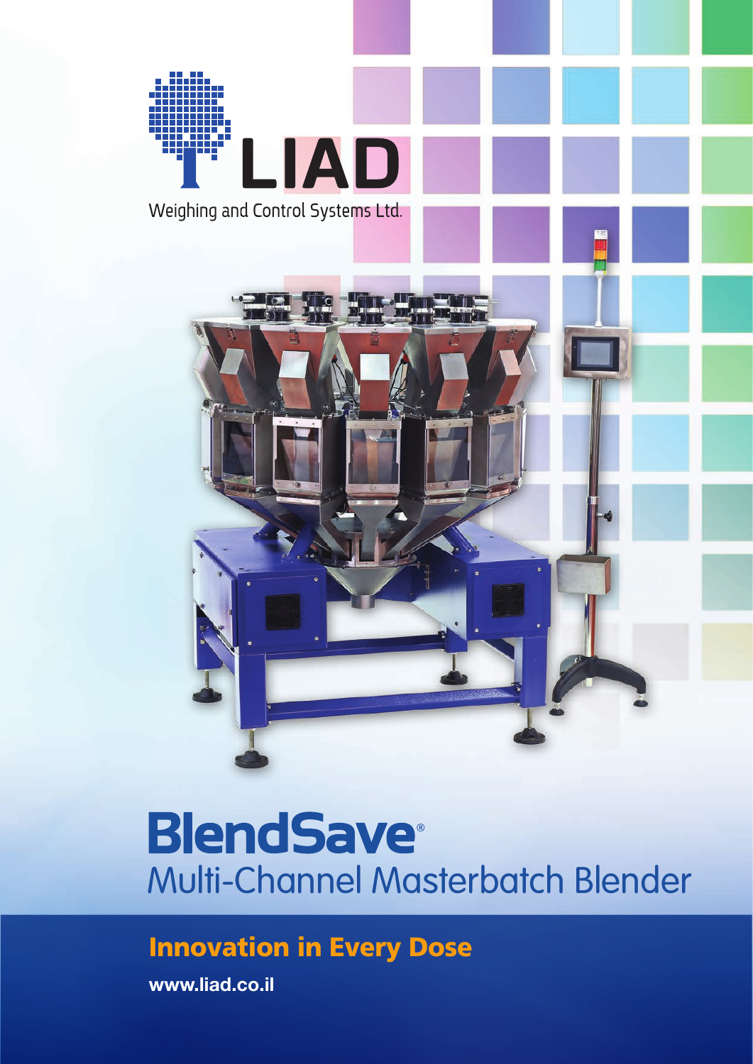LIAD

Weighing and Control Systems Ltd.

# BlendSave®

## Multi-Channel Masterbatch Blender

**Innovation in Every Dose**

**www.liad.co.il**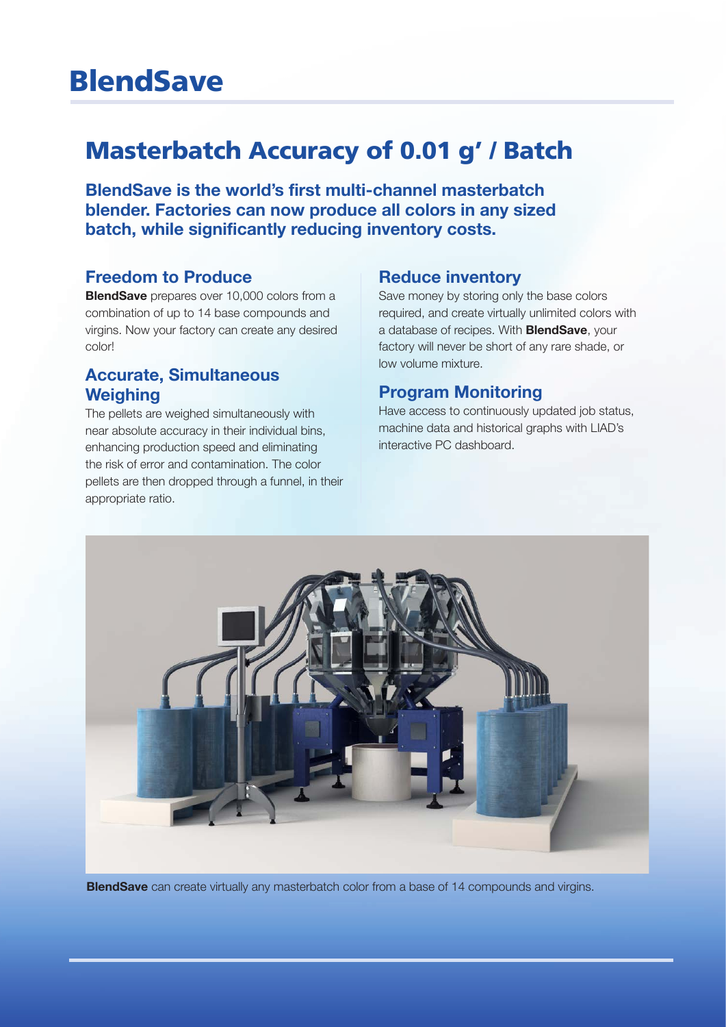# BlendSave

## Masterbatch Accuracy of 0.01 g' / Batch

**BlendSave is the world's first multi-channel masterbatch blender. Factories can now produce all colors in any sized batch, while significantly reducing inventory costs.**

### Freedom to Produce

**BlendSave** prepares over 10,000 colors from a combination of up to 14 base compounds and virgins. Now your factory can create any desired color!

### Accurate, Simultaneous Weighing

The pellets are weighed simultaneously with near absolute accuracy in their individual bins, enhancing production speed and eliminating the risk of error and contamination. The color pellets are then dropped through a funnel, in their appropriate ratio.

### Reduce inventory

Save money by storing only the base colors required, and create virtually unlimited colors with a database of recipes. With **BlendSave**, your factory will never be short of any rare shade, or low volume mixture.

### Program Monitoring

Have access to continuously updated job status, machine data and historical graphs with LIAD's interactive PC dashboard.

**BlendSave** can create virtually any masterbatch color from a base of 14 compounds and virgins.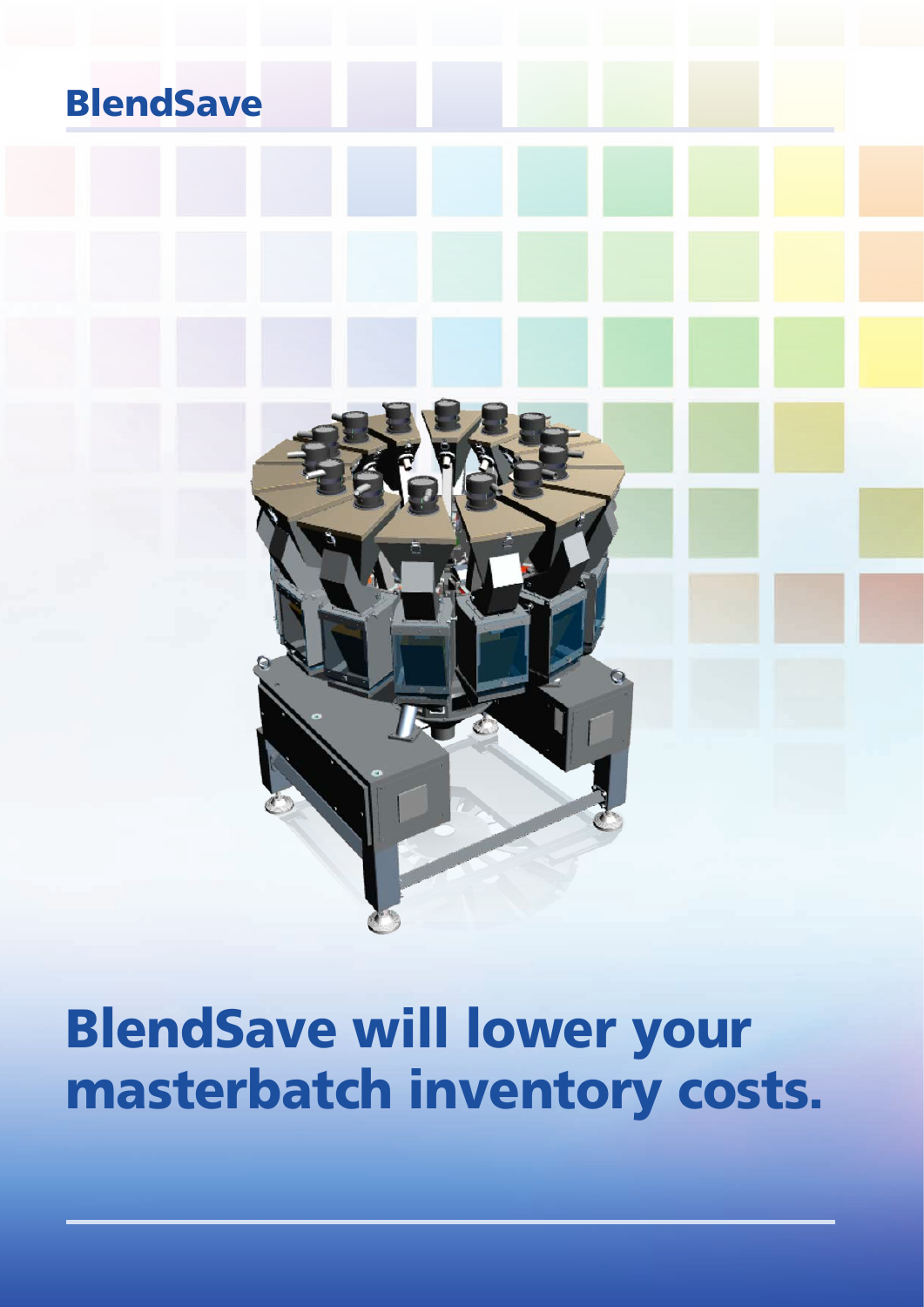# BlendSave

## BlendSave will lower your masterbatch inventory costs.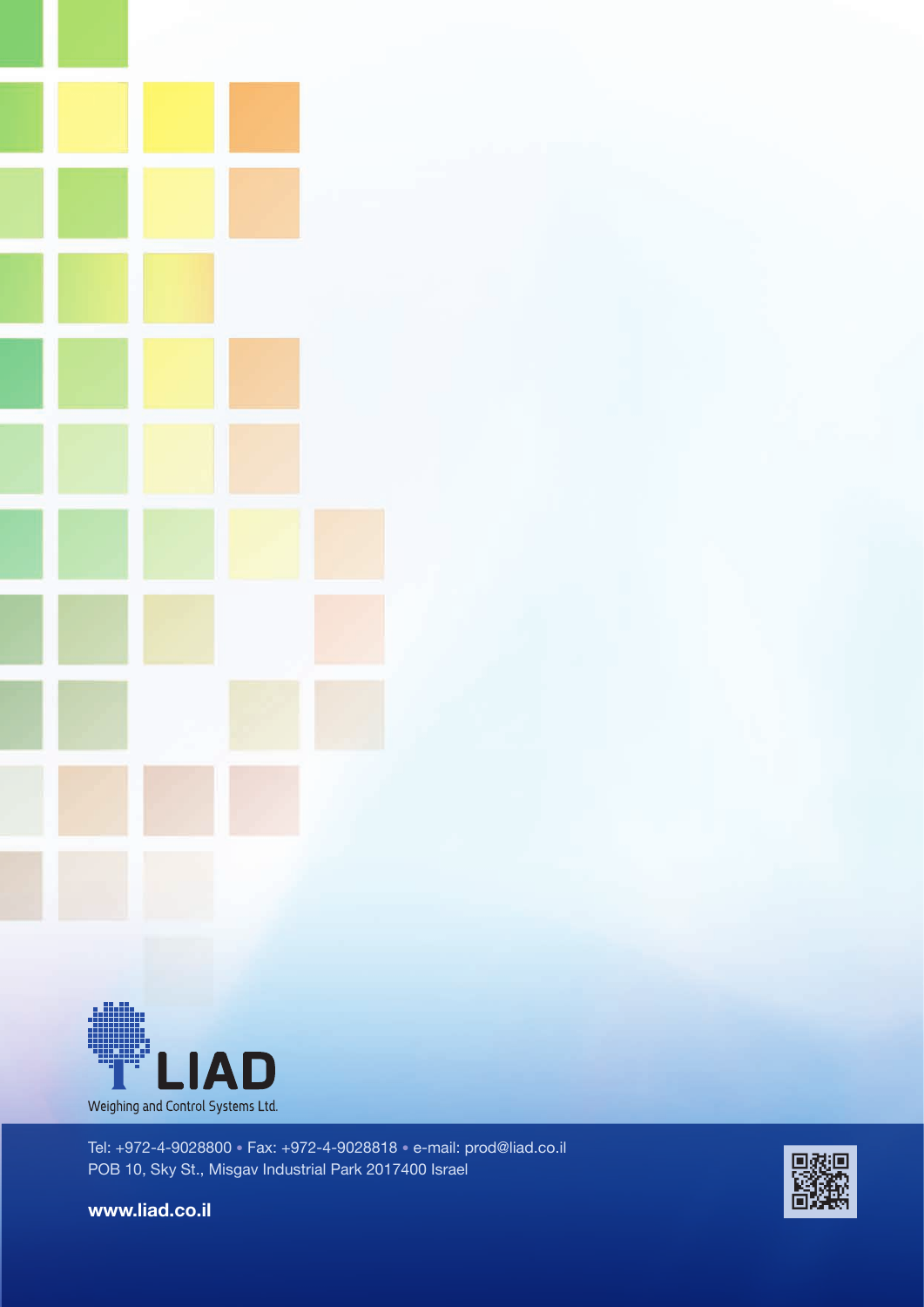LIAD

Weighing and Control Systems Ltd.

Tel: +972-4-9028800 • Fax: +972-4-9028818 • e-mail: prod@liad.co.il
POB 10, Sky St., Misgav Industrial Park 2017400 Israel

**www.liad.co.il**